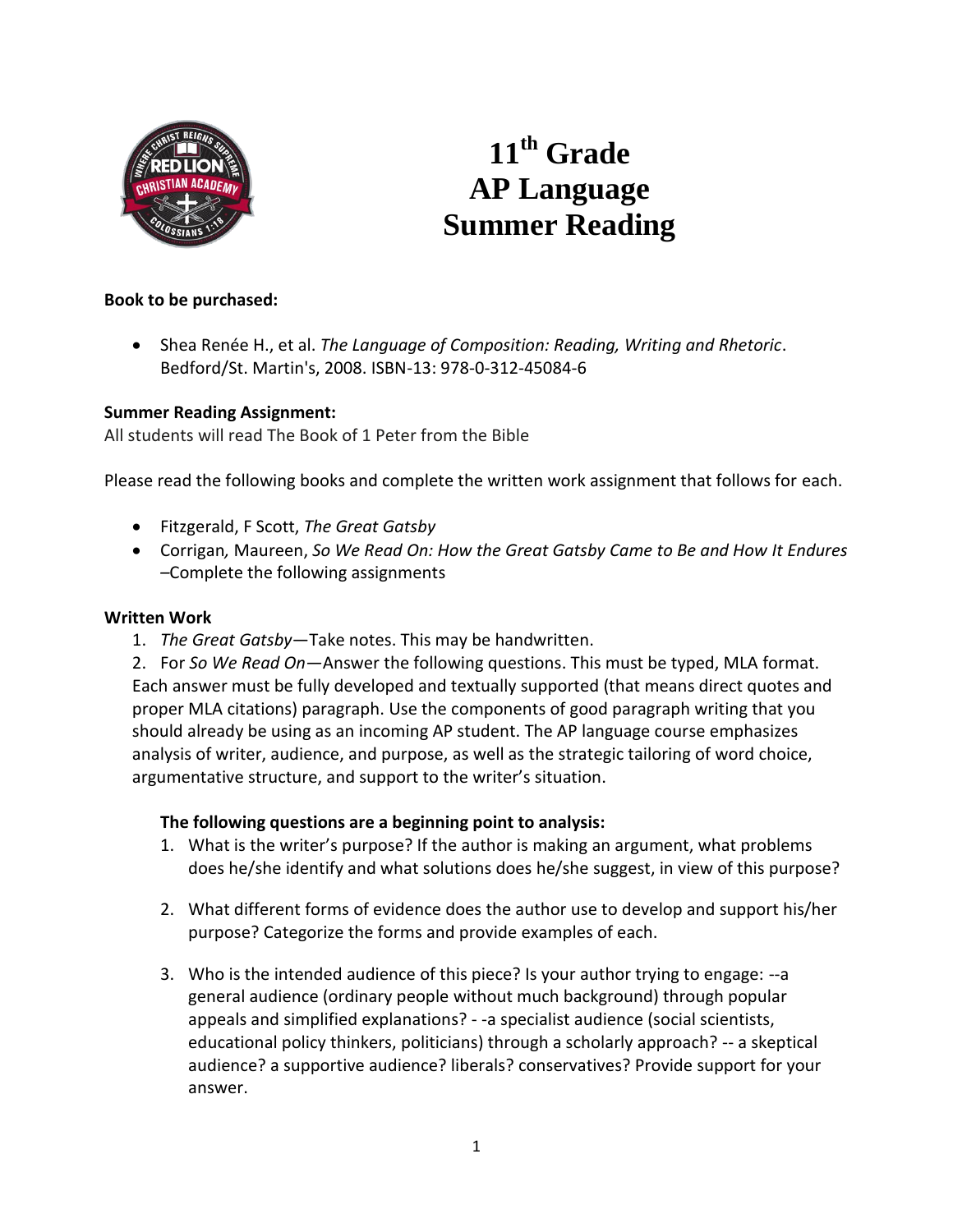# 11th Grade
# AP Language
# Summer Reading

**Book to be purchased:**

- Shea Renée H., et al. *The Language of Composition: Reading, Writing and Rhetoric*. Bedford/St. Martin's, 2008. ISBN-13: 978-0-312-45084-6

**Summer Reading Assignment:**
All students will read The Book of 1 Peter from the Bible

Please read the following books and complete the written work assignment that follows for each.

- Fitzgerald, F Scott, *The Great Gatsby*
- Corrigan, Maureen, *So We Read On: How the Great Gatsby Came to Be and How It Endures* –Complete the following assignments

**Written Work**

1. *The Great Gatsby*—Take notes. This may be handwritten.
2. For *So We Read On*—Answer the following questions. This must be typed, MLA format. Each answer must be fully developed and textually supported (that means direct quotes and proper MLA citations) paragraph. Use the components of good paragraph writing that you should already be using as an incoming AP student. The AP language course emphasizes analysis of writer, audience, and purpose, as well as the strategic tailoring of word choice, argumentative structure, and support to the writer's situation.

**The following questions are a beginning point to analysis:**

1. What is the writer's purpose? If the author is making an argument, what problems does he/she identify and what solutions does he/she suggest, in view of this purpose?
2. What different forms of evidence does the author use to develop and support his/her purpose? Categorize the forms and provide examples of each.
3. Who is the intended audience of this piece? Is your author trying to engage: --a general audience (ordinary people without much background) through popular appeals and simplified explanations? - -a specialist audience (social scientists, educational policy thinkers, politicians) through a scholarly approach? -- a skeptical audience? a supportive audience? liberals? conservatives? Provide support for your answer.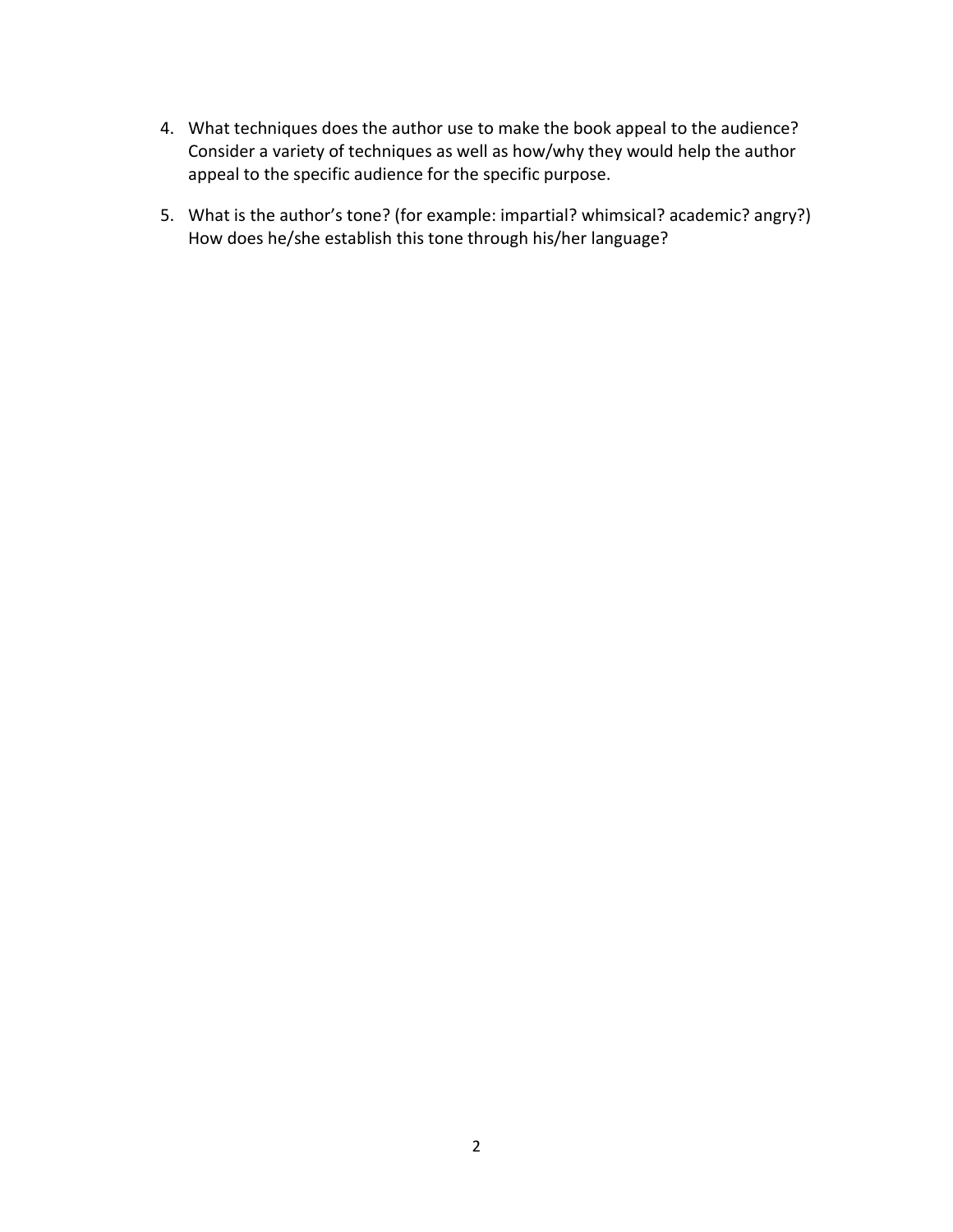4. What techniques does the author use to make the book appeal to the audience? Consider a variety of techniques as well as how/why they would help the author appeal to the specific audience for the specific purpose.

5. What is the author's tone? (for example: impartial? whimsical? academic? angry?) How does he/she establish this tone through his/her language?